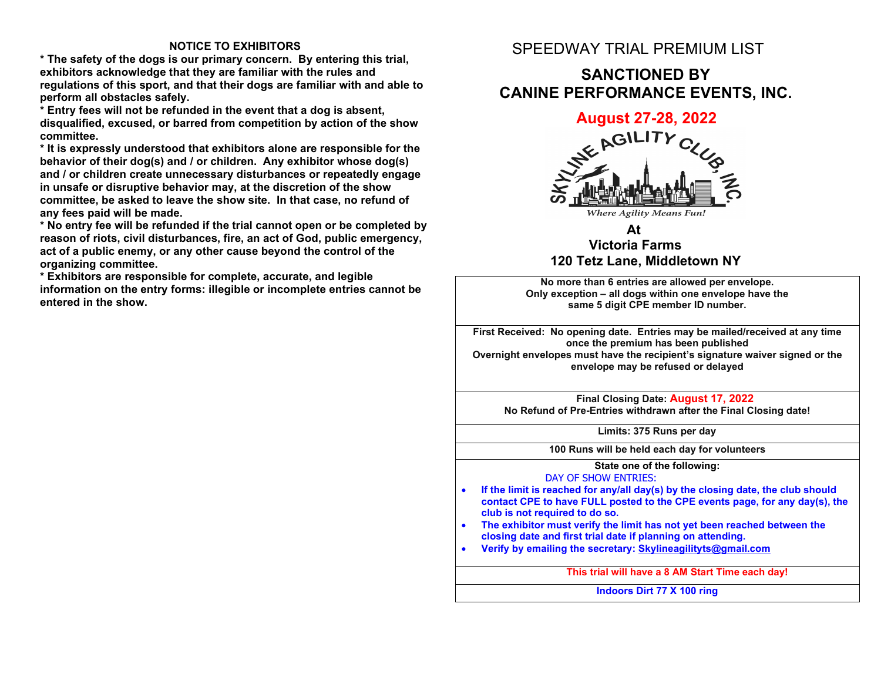## NOTICE TO EXHIBITORS

**\* The safety of the dogs is our primary concern. By entering this trial, exhibitors acknowledge that they are familiar with the rules and regulations of this sport, and that their dogs are familiar with and able to perform all obstacles safely.**

**\* Entry fees will not be refunded in the event that a dog is absent, disqualified, excused, or barred from competition by action of the show committee.**

**\* It is expressly understood that exhibitors alone are responsible for the behavior of their dog(s) and / or children. Any exhibitor whose dog(s) and / or children create unnecessary disturbances or repeatedly engage in unsafe or disruptive behavior may, at the discretion of the show committee, be asked to leave the show site. In that case, no refund of any fees paid will be made.**

**\* No entry fee will be refunded if the trial cannot open or be completed by reason of riots, civil disturbances, fire, an act of God, public emergency, act of a public enemy, or any other cause beyond the control of the organizing committee.**

**\* Exhibitors are responsible for complete, accurate, and legible information on the entry forms: illegible or incomplete entries cannot be entered in the show.**

# SPEEDWAY TRIAL PREMIUM LIST

## SANCTIONED BY CANINE PERFORMANCE EVENTS, INC.

## August 27-28, 2022

SKYLINE AGILITY CLUB, INC.

*Where Agility Means Fun!*

**At**
**Victoria Farms**
**120 Tetz Lane, Middletown NY**

| |
|---|
| **No more than 6 entries are allowed per envelope. Only exception – all dogs within one envelope have the same 5 digit CPE member ID number.** |
| **First Received: No opening date. Entries may be mailed/received at any time once the premium has been published. Overnight envelopes must have the recipient's signature waiver signed or the envelope may be refused or delayed** |
| **Final Closing Date: August 17, 2022 No Refund of Pre-Entries withdrawn after the Final Closing date!** |
| **Limits: 375 Runs per day** |
| **100 Runs will be held each day for volunteers** |
| **State one of the following:** DAY OF SHOW ENTRIES: <br>• **If the limit is reached for any/all day(s) by the closing date, the club should contact CPE to have FULL posted to the CPE events page, for any day(s), the club is not required to do so.** <br>• **The exhibitor must verify the limit has not yet been reached between the closing date and first trial date if planning on attending.** <br>• **Verify by emailing the secretary: Skylineagilityts@gmail.com** |
| **This trial will have a 8 AM Start Time each day!** |
| **Indoors Dirt 77 X 100 ring** |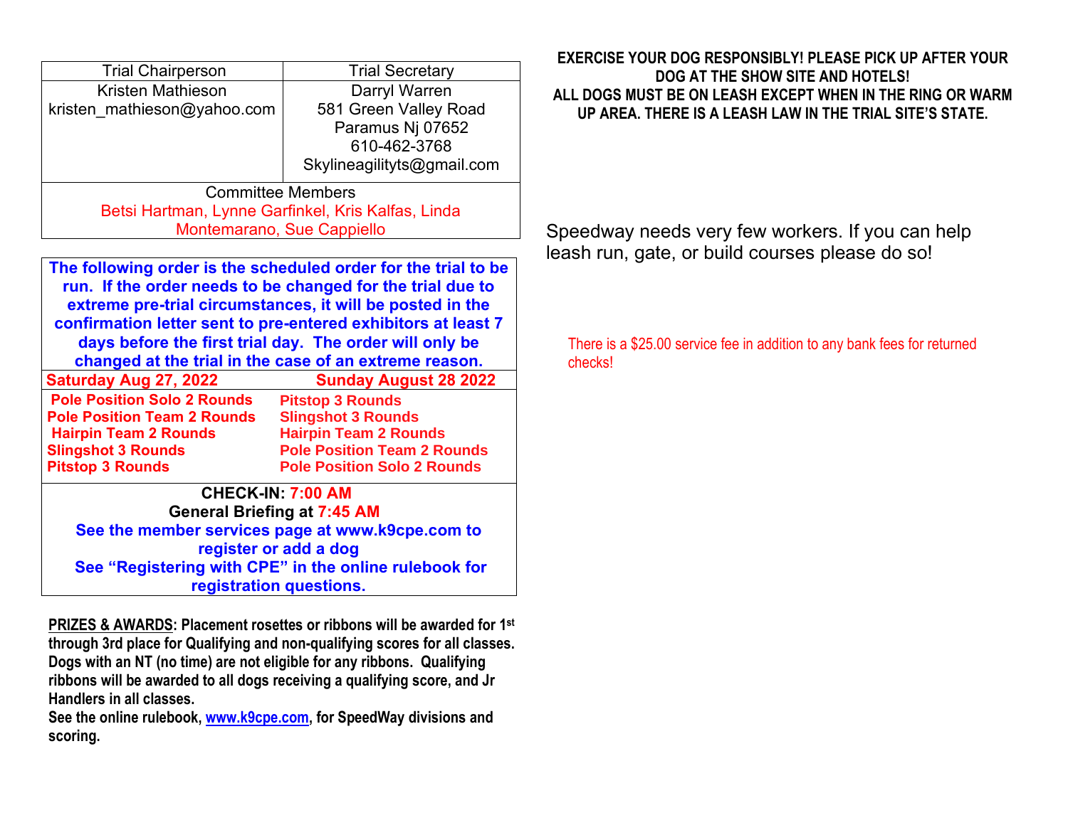| Trial Chairperson | Trial Secretary |
| --- | --- |
| Kristen Mathieson<br>kristen_mathieson@yahoo.com | Darryl Warren<br>581 Green Valley Road<br>Paramus Nj 07652<br>610-462-3768<br>Skylineagilityts@gmail.com |
| Committee Members<br>Betsi Hartman, Lynne Garfinkel, Kris Kalfas, Linda Montemarano, Sue Cappiello | |

**The following order is the scheduled order for the trial to be run. If the order needs to be changed for the trial due to extreme pre-trial circumstances, it will be posted in the confirmation letter sent to pre-entered exhibitors at least 7 days before the first trial day. The order will only be changed at the trial in the case of an extreme reason.**

| Saturday Aug 27, 2022 | Sunday August 28 2022 |
| --- | --- |
| **Pole Position Solo 2 Rounds** | **Pitstop 3 Rounds** |
| **Pole Position Team 2 Rounds** | **Slingshot 3 Rounds** |
| **Hairpin Team 2 Rounds** | **Hairpin Team 2 Rounds** |
| **Slingshot 3 Rounds** | **Pole Position Team 2 Rounds** |
| **Pitstop 3 Rounds** | **Pole Position Solo 2 Rounds** |

**CHECK-IN: 7:00 AM**

**General Briefing at 7:45 AM**

**See the member services page at www.k9cpe.com to register or add a dog**

**See "Registering with CPE" in the online rulebook for registration questions.**

**PRIZES & AWARDS: Placement rosettes or ribbons will be awarded for 1st through 3rd place for Qualifying and non-qualifying scores for all classes. Dogs with an NT (no time) are not eligible for any ribbons. Qualifying ribbons will be awarded to all dogs receiving a qualifying score, and Jr Handlers in all classes.**

**See the online rulebook, www.k9cpe.com, for SpeedWay divisions and scoring.**

**EXERCISE YOUR DOG RESPONSIBLY! PLEASE PICK UP AFTER YOUR DOG AT THE SHOW SITE AND HOTELS!**
**ALL DOGS MUST BE ON LEASH EXCEPT WHEN IN THE RING OR WARM UP AREA. THERE IS A LEASH LAW IN THE TRIAL SITE'S STATE.**

Speedway needs very few workers. If you can help leash run, gate, or build courses please do so!

There is a $25.00 service fee in addition to any bank fees for returned checks!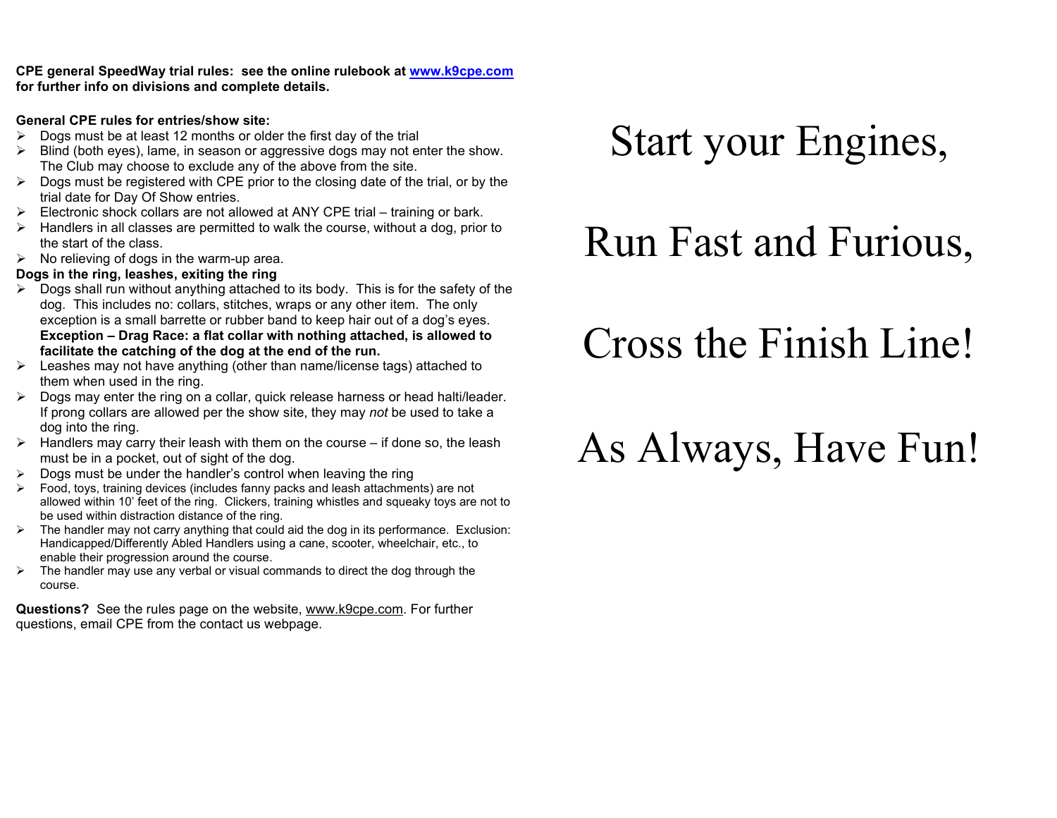**CPE general SpeedWay trial rules: see the online rulebook at [www.k9cpe.com](http://www.k9cpe.com) for further info on divisions and complete details.**

**General CPE rules for entries/show site:**

- Dogs must be at least 12 months or older the first day of the trial
- Blind (both eyes), lame, in season or aggressive dogs may not enter the show. The Club may choose to exclude any of the above from the site.
- Dogs must be registered with CPE prior to the closing date of the trial, or by the trial date for Day Of Show entries.
- Electronic shock collars are not allowed at ANY CPE trial – training or bark.
- Handlers in all classes are permitted to walk the course, without a dog, prior to the start of the class.
- No relieving of dogs in the warm-up area.

**Dogs in the ring, leashes, exiting the ring**

- Dogs shall run without anything attached to its body. This is for the safety of the dog. This includes no: collars, stitches, wraps or any other item. The only exception is a small barrette or rubber band to keep hair out of a dog's eyes. **Exception – Drag Race: a flat collar with nothing attached, is allowed to facilitate the catching of the dog at the end of the run.**
- Leashes may not have anything (other than name/license tags) attached to them when used in the ring.
- Dogs may enter the ring on a collar, quick release harness or head halti/leader. If prong collars are allowed per the show site, they may *not* be used to take a dog into the ring.
- Handlers may carry their leash with them on the course – if done so, the leash must be in a pocket, out of sight of the dog.
- Dogs must be under the handler's control when leaving the ring
- Food, toys, training devices (includes fanny packs and leash attachments) are not allowed within 10' feet of the ring. Clickers, training whistles and squeaky toys are not to be used within distraction distance of the ring.
- The handler may not carry anything that could aid the dog in its performance. Exclusion: Handicapped/Differently Abled Handlers using a cane, scooter, wheelchair, etc., to enable their progression around the course.
- The handler may use any verbal or visual commands to direct the dog through the course.

**Questions?** See the rules page on the website, www.k9cpe.com. For further questions, email CPE from the contact us webpage.

# Start your Engines,

# Run Fast and Furious,

# Cross the Finish Line!

# As Always, Have Fun!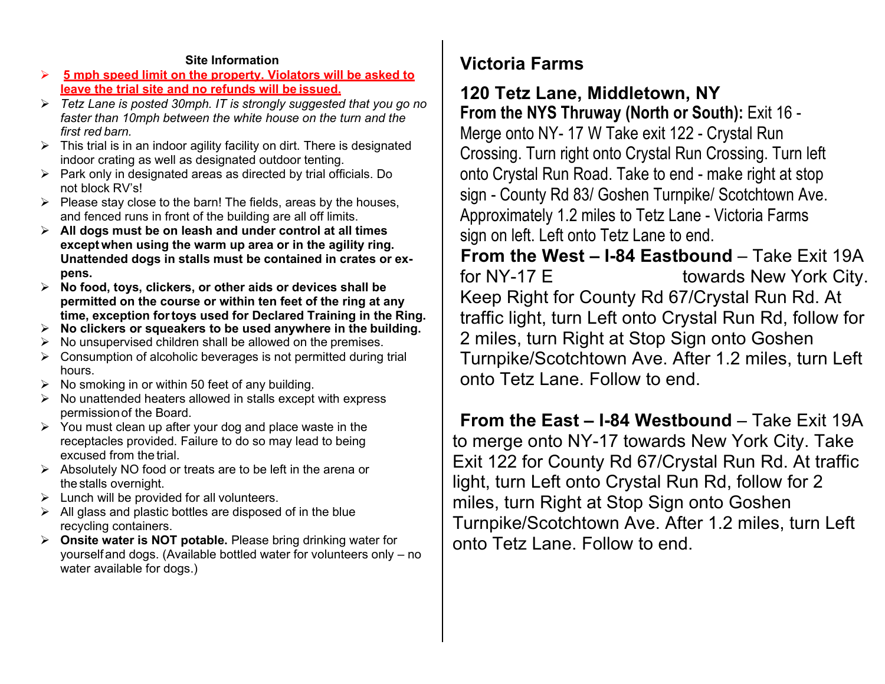### Site Information

- **5 mph speed limit on the property. Violators will be asked to leave the trial site and no refunds will be issued.**
- *Tetz Lane is posted 30mph. IT is strongly suggested that you go no faster than 10mph between the white house on the turn and the first red barn.*
- This trial is in an indoor agility facility on dirt. There is designated indoor crating as well as designated outdoor tenting.
- Park only in designated areas as directed by trial officials. Do not block RV's!
- Please stay close to the barn! The fields, areas by the houses, and fenced runs in front of the building are all off limits.
- **All dogs must be on leash and under control at all times except when using the warm up area or in the agility ring. Unattended dogs in stalls must be contained in crates or ex-pens.**
- **No food, toys, clickers, or other aids or devices shall be permitted on the course or within ten feet of the ring at any time, exception for toys used for Declared Training in the Ring.**
- **No clickers or squeakers to be used anywhere in the building.**
- No unsupervised children shall be allowed on the premises.
- Consumption of alcoholic beverages is not permitted during trial hours.
- No smoking in or within 50 feet of any building.
- No unattended heaters allowed in stalls except with express permission of the Board.
- You must clean up after your dog and place waste in the receptacles provided. Failure to do so may lead to being excused from the trial.
- Absolutely NO food or treats are to be left in the arena or the stalls overnight.
- Lunch will be provided for all volunteers.
- All glass and plastic bottles are disposed of in the blue recycling containers.
- **Onsite water is NOT potable.** Please bring drinking water for yourself and dogs. (Available bottled water for volunteers only – no water available for dogs.)

## Victoria Farms

## 120 Tetz Lane, Middletown, NY

**From the NYS Thruway (North or South):** Exit 16 - Merge onto NY- 17 W Take exit 122 - Crystal Run Crossing. Turn right onto Crystal Run Crossing. Turn left onto Crystal Run Road. Take to end - make right at stop sign - County Rd 83/ Goshen Turnpike/ Scotchtown Ave. Approximately 1.2 miles to Tetz Lane - Victoria Farms sign on left. Left onto Tetz Lane to end.

**From the West – I-84 Eastbound** – Take Exit 19A for NY-17 E towards New York City. Keep Right for County Rd 67/Crystal Run Rd. At traffic light, turn Left onto Crystal Run Rd, follow for 2 miles, turn Right at Stop Sign onto Goshen Turnpike/Scotchtown Ave. After 1.2 miles, turn Left onto Tetz Lane. Follow to end.

**From the East – I-84 Westbound** – Take Exit 19A to merge onto NY-17 towards New York City. Take Exit 122 for County Rd 67/Crystal Run Rd. At traffic light, turn Left onto Crystal Run Rd, follow for 2 miles, turn Right at Stop Sign onto Goshen Turnpike/Scotchtown Ave. After 1.2 miles, turn Left onto Tetz Lane. Follow to end.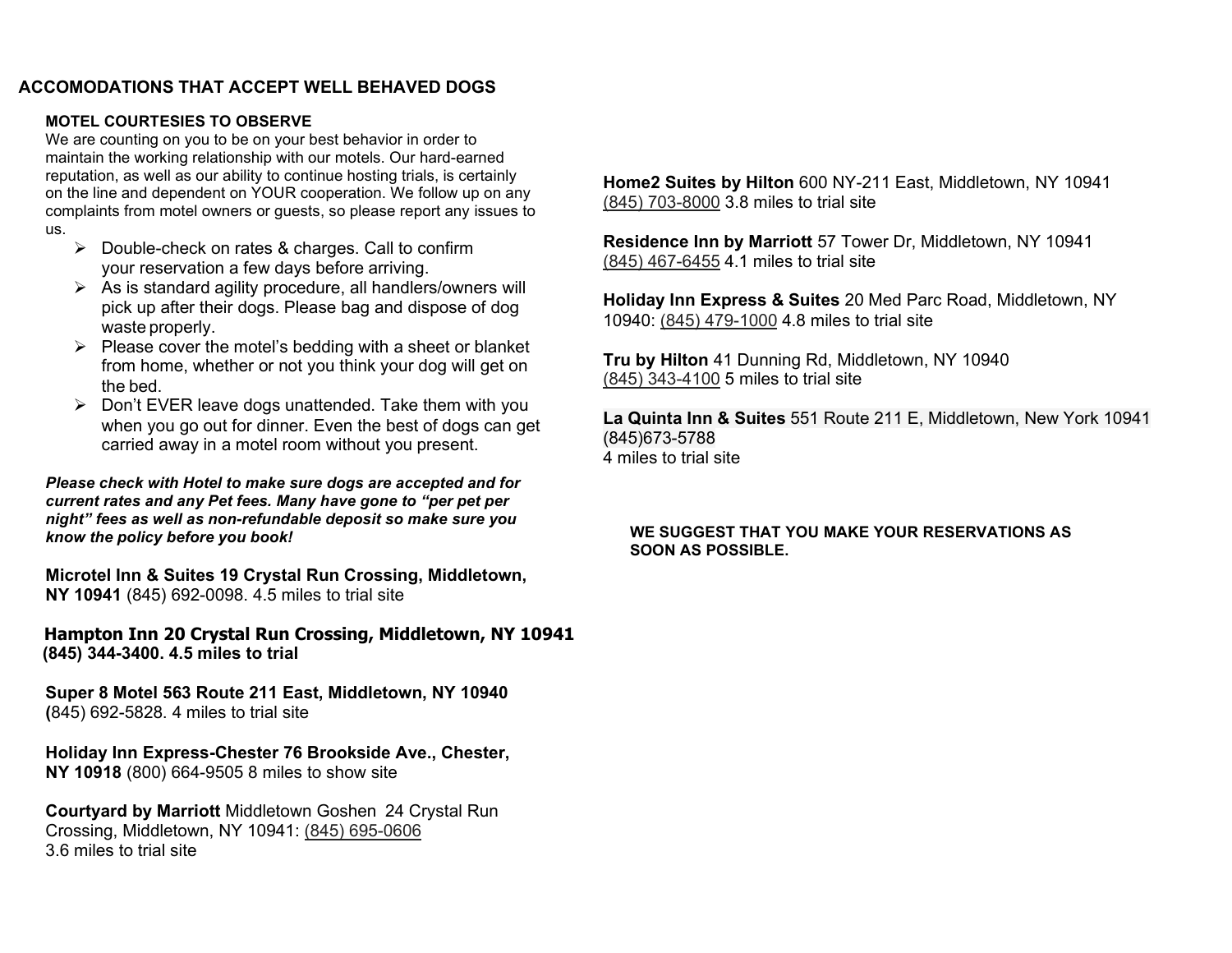## ACCOMODATIONS THAT ACCEPT WELL BEHAVED DOGS

### MOTEL COURTESIES TO OBSERVE

We are counting on you to be on your best behavior in order to maintain the working relationship with our motels. Our hard-earned reputation, as well as our ability to continue hosting trials, is certainly on the line and dependent on YOUR cooperation. We follow up on any complaints from motel owners or guests, so please report any issues to us.

- Double-check on rates & charges. Call to confirm your reservation a few days before arriving.
- As is standard agility procedure, all handlers/owners will pick up after their dogs. Please bag and dispose of dog waste properly.
- Please cover the motel's bedding with a sheet or blanket from home, whether or not you think your dog will get on the bed.
- Don't EVER leave dogs unattended. Take them with you when you go out for dinner. Even the best of dogs can get carried away in a motel room without you present.

***Please check with Hotel to make sure dogs are accepted and for current rates and any Pet fees. Many have gone to "per pet per night" fees as well as non-refundable deposit so make sure you know the policy before you book!***

**Microtel Inn & Suites 19 Crystal Run Crossing, Middletown, NY 10941** (845) 692-0098. 4.5 miles to trial site

**Hampton Inn 20 Crystal Run Crossing, Middletown, NY 10941 (845) 344-3400. 4.5 miles to trial**

**Super 8 Motel 563 Route 211 East, Middletown, NY 10940 (**845) 692-5828. 4 miles to trial site

**Holiday Inn Express-Chester 76 Brookside Ave., Chester, NY 10918** (800) 664-9505 8 miles to show site

**Courtyard by Marriott** Middletown Goshen 24 Crystal Run Crossing, Middletown, NY 10941: (845) 695-0606
3.6 miles to trial site

**Home2 Suites by Hilton** 600 NY-211 East, Middletown, NY 10941
(845) 703-8000 3.8 miles to trial site

**Residence Inn by Marriott** 57 Tower Dr, Middletown, NY 10941
(845) 467-6455 4.1 miles to trial site

**Holiday Inn Express & Suites** 20 Med Parc Road, Middletown, NY 10940: (845) 479-1000 4.8 miles to trial site

**Tru by Hilton** 41 Dunning Rd, Middletown, NY 10940
(845) 343-4100 5 miles to trial site

**La Quinta Inn & Suites** 551 Route 211 E, Middletown, New York 10941
(845)673-5788
4 miles to trial site

**WE SUGGEST THAT YOU MAKE YOUR RESERVATIONS AS SOON AS POSSIBLE.**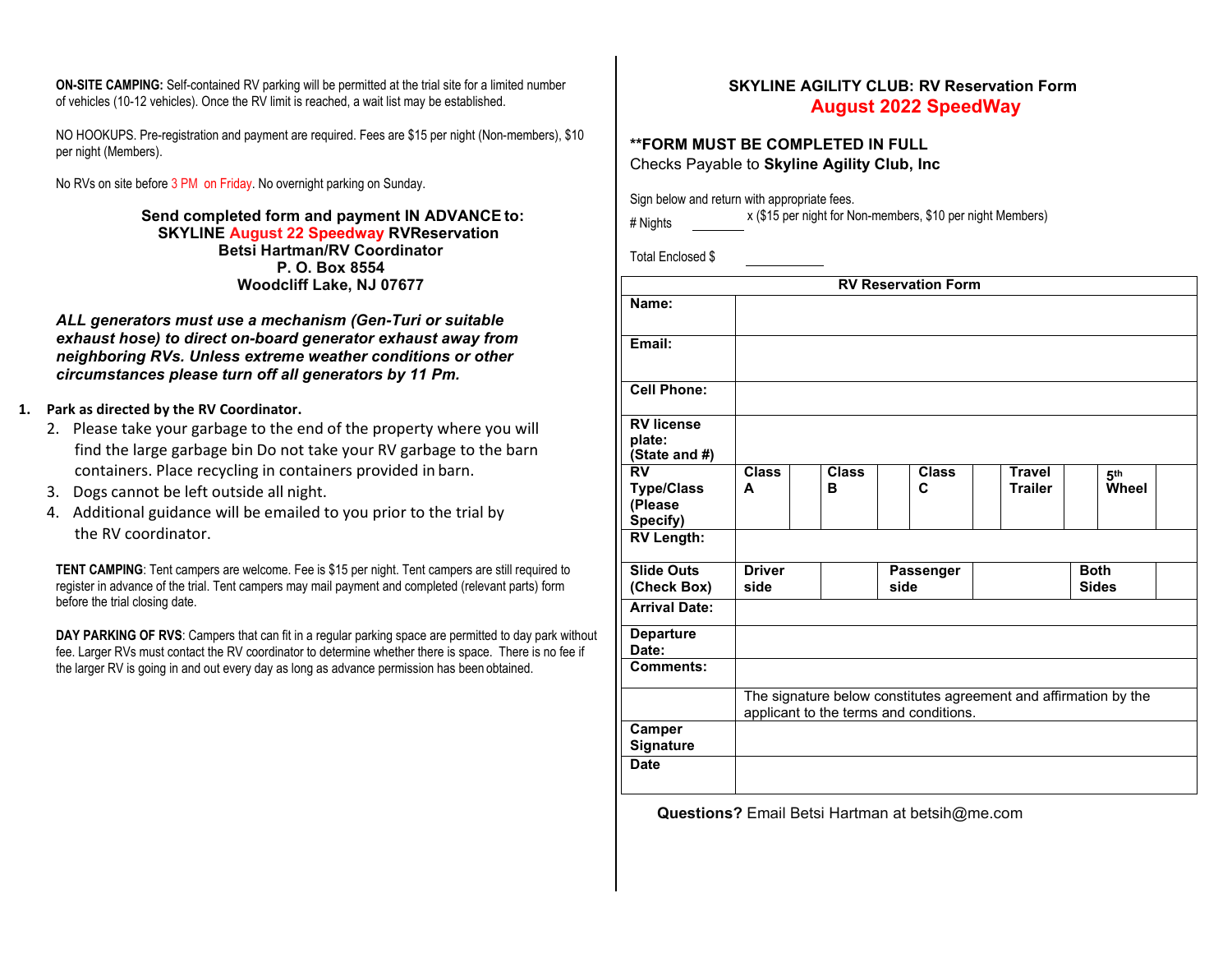**ON-SITE CAMPING:** Self-contained RV parking will be permitted at the trial site for a limited number of vehicles (10-12 vehicles). Once the RV limit is reached, a wait list may be established.

NO HOOKUPS. Pre-registration and payment are required. Fees are $15 per night (Non-members), $10 per night (Members).

No RVs on site before 3 PM on Friday. No overnight parking on Sunday.

**Send completed form and payment IN ADVANCE to:**
**SKYLINE August 22 Speedway RVReservation**
**Betsi Hartman/RV Coordinator**
**P. O. Box 8554**
**Woodcliff Lake, NJ 07677**

***ALL generators must use a mechanism (Gen-Turi or suitable exhaust hose) to direct on-board generator exhaust away from neighboring RVs. Unless extreme weather conditions or other circumstances please turn off all generators by 11 Pm.***

1. **Park as directed by the RV Coordinator.**
2. Please take your garbage to the end of the property where you will find the large garbage bin Do not take your RV garbage to the barn containers. Place recycling in containers provided in barn.
3. Dogs cannot be left outside all night.
4. Additional guidance will be emailed to you prior to the trial by the RV coordinator.

**TENT CAMPING**: Tent campers are welcome. Fee is $15 per night. Tent campers are still required to register in advance of the trial. Tent campers may mail payment and completed (relevant parts) form before the trial closing date.

**DAY PARKING OF RVS**: Campers that can fit in a regular parking space are permitted to day park without fee. Larger RVs must contact the RV coordinator to determine whether there is space. There is no fee if the larger RV is going in and out every day as long as advance permission has been obtained.

**SKYLINE AGILITY CLUB: RV Reservation Form**
**August 2022 SpeedWay**

**\*\*FORM MUST BE COMPLETED IN FULL**
Checks Payable to **Skyline Agility Club, Inc**

Sign below and return with appropriate fees.

\# Nights ________ x ($15 per night for Non-members, $10 per night Members)

Total Enclosed $ ____________

| RV Reservation Form | | | | | | | | | | |
|---|---|---|---|---|---|---|---|---|---|---|
| **Name:** | | | | | | | | | | |
| **Email:** | | | | | | | | | | |
| **Cell Phone:** | | | | | | | | | | |
| **RV license plate: (State and #)** | | | | | | | | | | |
| **RV Type/Class (Please Specify)** | **Class A** | | **Class B** | | **Class C** | | **Travel Trailer** | | **5th Wheel** | |
| **RV Length:** | | | | | | | | | | |
| **Slide Outs (Check Box)** | **Driver side** | | | **Passenger side** | | | | **Both Sides** | | |
| **Arrival Date:** | | | | | | | | | | |
| **Departure Date:** | | | | | | | | | | |
| **Comments:** | | | | | | | | | | |
| | The signature below constitutes agreement and affirmation by the applicant to the terms and conditions. | | | | | | | | | |
| **Camper Signature** | | | | | | | | | | |
| **Date** | | | | | | | | | | |

**Questions?** Email Betsi Hartman at betsih@me.com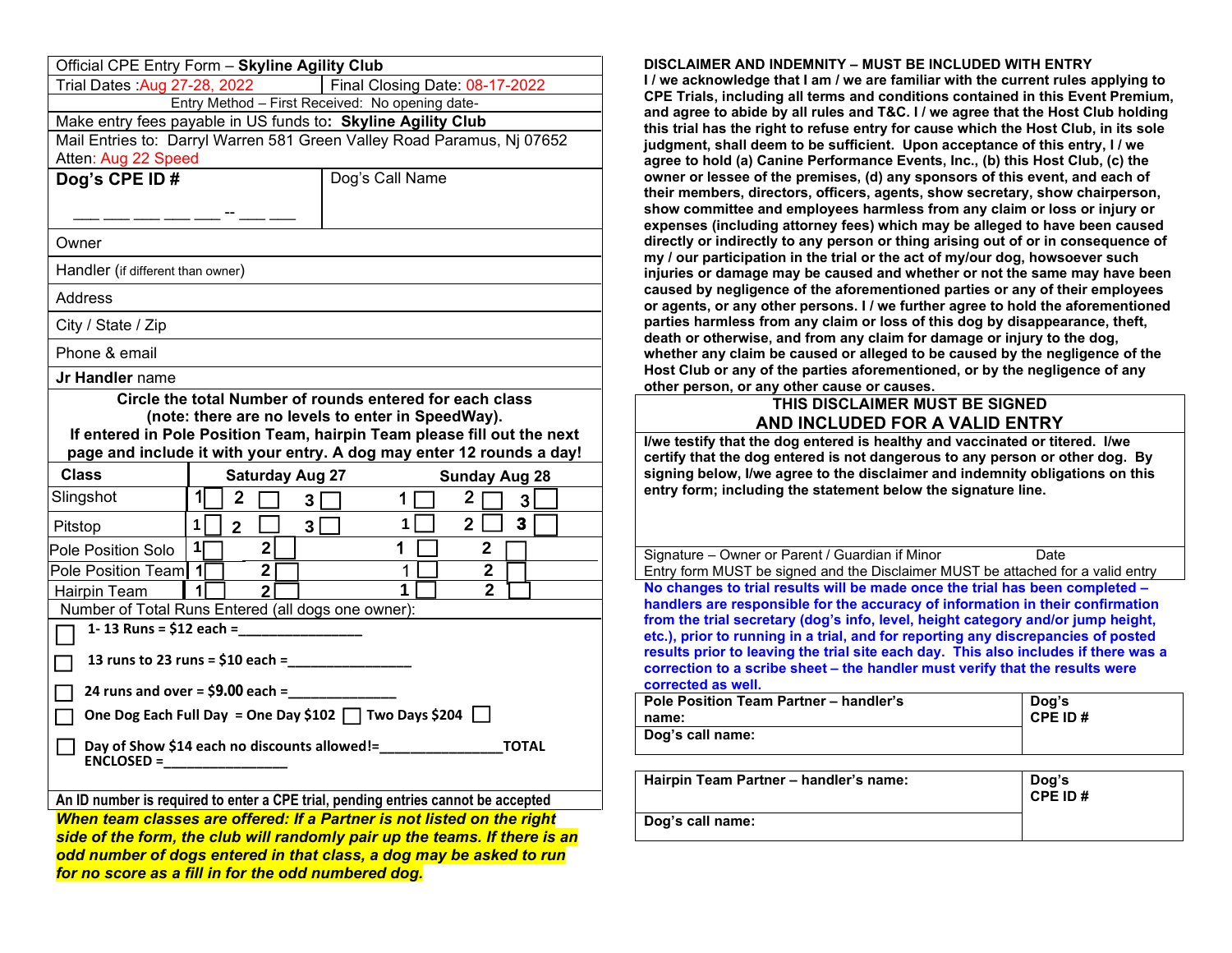| Official CPE Entry Form – **Skyline Agility Club** | |
|---|---|
| Trial Dates :Aug 27-28, 2022 | Final Closing Date: 08-17-2022 |
| Entry Method – First Received: No opening date- | |
| Make entry fees payable in US funds to: **Skyline Agility Club** | |
| Mail Entries to: Darryl Warren 581 Green Valley Road Paramus, Nj 07652 Atten: Aug 22 Speed | |
| **Dog's CPE ID #** ___ ___ ___ ___ ___ -- ___ ___ | Dog's Call Name |
| Owner | |
| Handler (if different than owner) | |
| Address | |
| City / State / Zip | |
| Phone & email | |
| **Jr Handler** name | |

**Circle the total Number of rounds entered for each class (note: there are no levels to enter in SpeedWay). If entered in Pole Position Team, hairpin Team please fill out the next page and include it with your entry. A dog may enter 12 rounds a day!**

| **Class** | **Saturday Aug 27** | | | **Sunday Aug 28** | | |
|---|---|---|---|---|---|---|
| Slingshot | 1 ☐ | 2 ☐ | 3 ☐ | 1 ☐ | 2 ☐ | 3 ☐ |
| Pitstop | 1 ☐ | 2 ☐ | 3 ☐ | 1 ☐ | 2 ☐ | 3 ☐ |
| Pole Position Solo | 1 ☐ | 2 ☐ | | 1 ☐ | 2 ☐ | |
| Pole Position Team | 1 ☐ | 2 ☐ | | 1 ☐ | 2 ☐ | |
| Hairpin Team | 1 ☐ | 2 ☐ | | 1 ☐ | 2 ☐ | |

Number of Total Runs Entered (all dogs one owner):

☐ **1- 13 Runs = $12 each =**________________

☐ **13 runs to 23 runs = $10 each =**________________

☐ **24 runs and over = $9.00 each =**______________

☐ **One Dog Each Full Day = One Day $102** ☐ **Two Days $204** ☐

☐ **Day of Show $14 each no discounts allowed!=**________________**TOTAL ENCLOSED =**________________

**An ID number is required to enter a CPE trial, pending entries cannot be accepted**

***When team classes are offered: If a Partner is not listed on the right side of the form, the club will randomly pair up the teams. If there is an odd number of dogs entered in that class, a dog may be asked to run for no score as a fill in for the odd numbered dog.***

**DISCLAIMER AND INDEMNITY – MUST BE INCLUDED WITH ENTRY**

**I / we acknowledge that I am / we are familiar with the current rules applying to CPE Trials, including all terms and conditions contained in this Event Premium, and agree to abide by all rules and T&C. I / we agree that the Host Club holding this trial has the right to refuse entry for cause which the Host Club, in its sole judgment, shall deem to be sufficient. Upon acceptance of this entry, I / we agree to hold (a) Canine Performance Events, Inc., (b) this Host Club, (c) the owner or lessee of the premises, (d) any sponsors of this event, and each of their members, directors, officers, agents, show secretary, show chairperson, show committee and employees harmless from any claim or loss or injury or expenses (including attorney fees) which may be alleged to have been caused directly or indirectly to any person or thing arising out of or in consequence of my / our participation in the trial or the act of my/our dog, howsoever such injuries or damage may be caused and whether or not the same may have been caused by negligence of the aforementioned parties or any of their employees or agents, or any other persons. I / we further agree to hold the aforementioned parties harmless from any claim or loss of this dog by disappearance, theft, death or otherwise, and from any claim for damage or injury to the dog, whether any claim be caused or alleged to be caused by the negligence of the Host Club or any of the parties aforementioned, or by the negligence of any other person, or any other cause or causes.**

**THIS DISCLAIMER MUST BE SIGNED AND INCLUDED FOR A VALID ENTRY**

**I/we testify that the dog entered is healthy and vaccinated or titered. I/we certify that the dog entered is not dangerous to any person or other dog. By signing below, I/we agree to the disclaimer and indemnity obligations on this entry form; including the statement below the signature line.**

Signature – Owner or Parent / Guardian if Minor Date

Entry form MUST be signed and the Disclaimer MUST be attached for a valid entry

**No changes to trial results will be made once the trial has been completed – handlers are responsible for the accuracy of information in their confirmation from the trial secretary (dog's info, level, height category and/or jump height, etc.), prior to running in a trial, and for reporting any discrepancies of posted results prior to leaving the trial site each day. This also includes if there was a correction to a scribe sheet – the handler must verify that the results were corrected as well.**

| **Pole Position Team Partner – handler's name:** | **Dog's CPE ID #** |
|---|---|
| **Dog's call name:** | |

| **Hairpin Team Partner – handler's name:** | **Dog's CPE ID #** |
|---|---|
| **Dog's call name:** | |